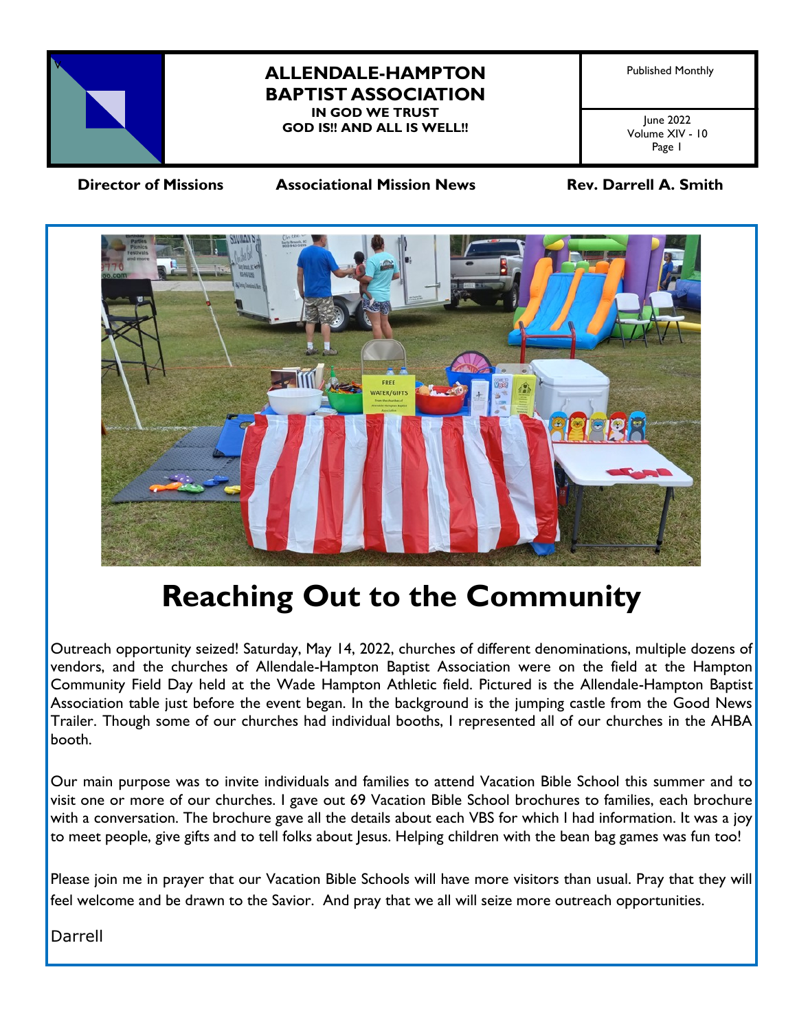# ALLENDALE-HAMPTON BAPTIST ASSOCIATION

**IN GOD WE TRUST**
**GOD IS!! AND ALL IS WELL!!**

Published Monthly

June 2022
Volume XIV - 10

**Director of Missions** | **Associational Mission News** | **Rev. Darrell A. Smith**

# Reaching Out to the Community

Outreach opportunity seized! Saturday, May 14, 2022, churches of different denominations, multiple dozens of vendors, and the churches of Allendale-Hampton Baptist Association were on the field at the Hampton Community Field Day held at the Wade Hampton Athletic field. Pictured is the Allendale-Hampton Baptist Association table just before the event began. In the background is the jumping castle from the Good News Trailer. Though some of our churches had individual booths, I represented all of our churches in the AHBA booth.

Our main purpose was to invite individuals and families to attend Vacation Bible School this summer and to visit one or more of our churches. I gave out 69 Vacation Bible School brochures to families, each brochure with a conversation. The brochure gave all the details about each VBS for which I had information. It was a joy to meet people, give gifts and to tell folks about Jesus. Helping children with the bean bag games was fun too!

Please join me in prayer that our Vacation Bible Schools will have more visitors than usual. Pray that they will feel welcome and be drawn to the Savior. And pray that we all will seize more outreach opportunities.

Darrell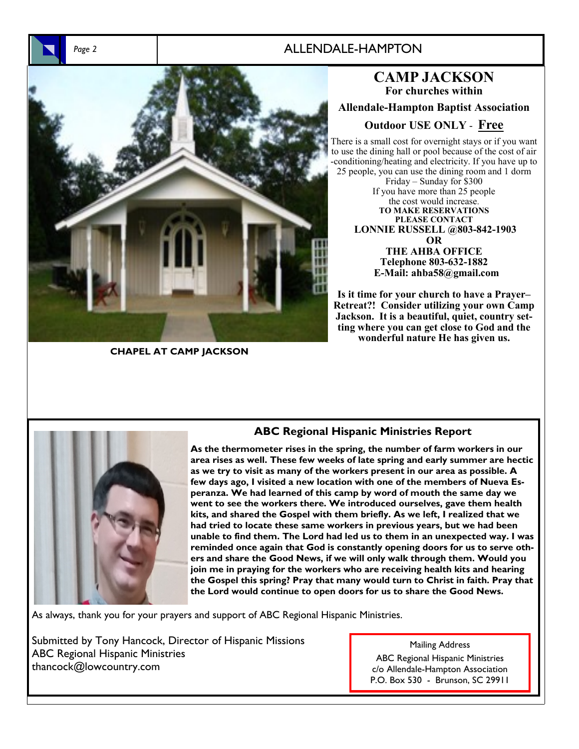CHAPEL AT CAMP JACKSON

# CAMP JACKSON

**For churches within**

**Allendale-Hampton Baptist Association**

**Outdoor USE ONLY - Free**

There is a small cost for overnight stays or if you want to use the dining hall or pool because of the cost of air-conditioning/heating and electricity. If you have up to 25 people, you can use the dining room and 1 dorm Friday – Sunday for $300 If you have more than 25 people the cost would increase.

**TO MAKE RESERVATIONS PLEASE CONTACT**
**LONNIE RUSSELL @803-842-1903**
**OR**
**THE AHBA OFFICE**
**Telephone 803-632-1882**
**E-Mail: ahba58@gmail.com**

**Is it time for your church to have a Prayer–Retreat?! Consider utilizing your own Camp Jackson. It is a beautiful, quiet, country setting where you can get close to God and the wonderful nature He has given us.**

## ABC Regional Hispanic Ministries Report

**As the thermometer rises in the spring, the number of farm workers in our area rises as well. These few weeks of late spring and early summer are hectic as we try to visit as many of the workers present in our area as possible. A few days ago, I visited a new location with one of the members of Nueva Esperanza. We had learned of this camp by word of mouth the same day we went to see the workers there. We introduced ourselves, gave them health kits, and shared the Gospel with them briefly. As we left, I realized that we had tried to locate these same workers in previous years, but we had been unable to find them. The Lord had led us to them in an unexpected way. I was reminded once again that God is constantly opening doors for us to serve others and share the Good News, if we will only walk through them. Would you join me in praying for the workers who are receiving health kits and hearing the Gospel this spring? Pray that many would turn to Christ in faith. Pray that the Lord would continue to open doors for us to share the Good News.**

As always, thank you for your prayers and support of ABC Regional Hispanic Ministries.

Submitted by Tony Hancock, Director of Hispanic Missions
ABC Regional Hispanic Ministries
thancock@lowcountry.com

Mailing Address
ABC Regional Hispanic Ministries
c/o Allendale-Hampton Association
P.O. Box 530 - Brunson, SC 29911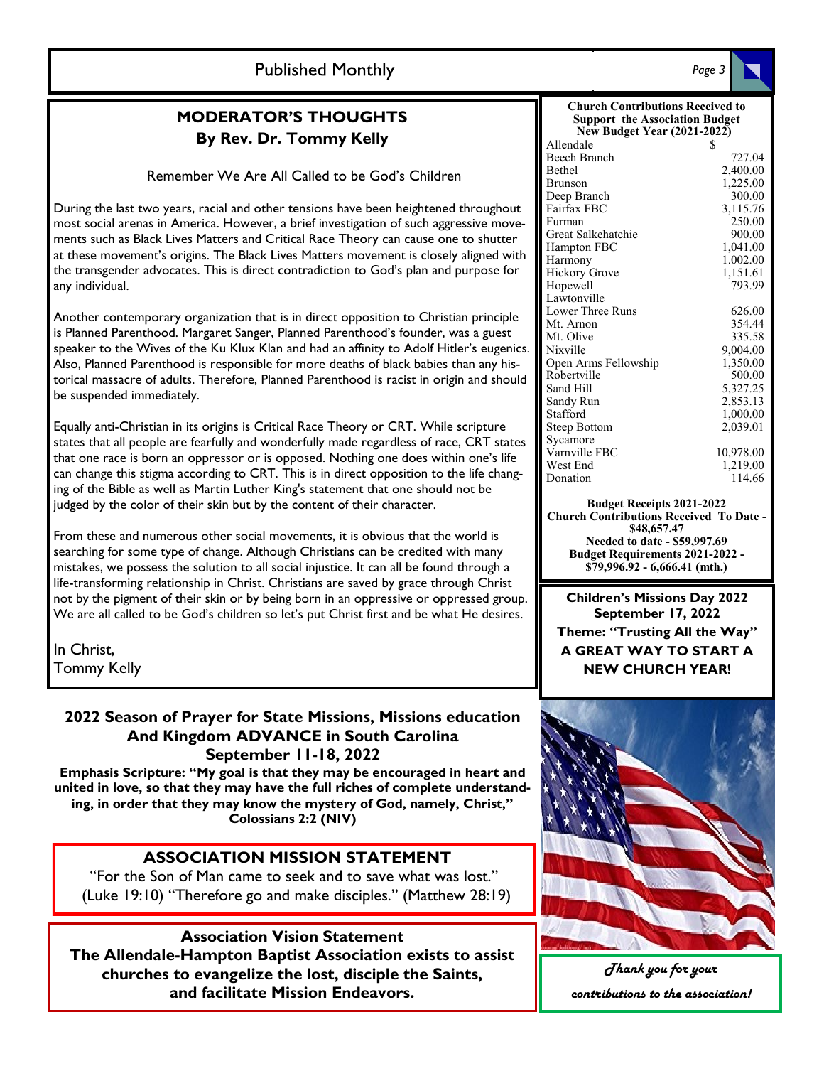## MODERATOR'S THOUGHTS
### By Rev. Dr. Tommy Kelly

Remember We Are All Called to be God's Children

During the last two years, racial and other tensions have been heightened throughout most social arenas in America. However, a brief investigation of such aggressive movements such as Black Lives Matters and Critical Race Theory can cause one to shutter at these movement's origins. The Black Lives Matters movement is closely aligned with the transgender advocates. This is direct contradiction to God's plan and purpose for any individual.

Another contemporary organization that is in direct opposition to Christian principle is Planned Parenthood. Margaret Sanger, Planned Parenthood's founder, was a guest speaker to the Wives of the Ku Klux Klan and had an affinity to Adolf Hitler's eugenics. Also, Planned Parenthood is responsible for more deaths of black babies than any historical massacre of adults. Therefore, Planned Parenthood is racist in origin and should be suspended immediately.

Equally anti-Christian in its origins is Critical Race Theory or CRT. While scripture states that all people are fearfully and wonderfully made regardless of race, CRT states that one race is born an oppressor or is opposed. Nothing one does within one's life can change this stigma according to CRT. This is in direct opposition to the life changing of the Bible as well as Martin Luther King's statement that one should not be judged by the color of their skin but by the content of their character.

From these and numerous other social movements, it is obvious that the world is searching for some type of change. Although Christians can be credited with many mistakes, we possess the solution to all social injustice. It can all be found through a life-transforming relationship in Christ. Christians are saved by grace through Christ not by the pigment of their skin or by being born in an oppressive or oppressed group. We are all called to be God's children so let's put Christ first and be what He desires.

In Christ,
Tommy Kelly

**Church Contributions Received to Support the Association Budget New Budget Year (2021-2022)**

| Church | $ |
|---|---|
| Allendale | |
| Beech Branch | 727.04 |
| Bethel | 2,400.00 |
| Brunson | 1,225.00 |
| Deep Branch | 300.00 |
| Fairfax FBC | 3,115.76 |
| Furman | 250.00 |
| Great Salkehatchie | 900.00 |
| Hampton FBC | 1,041.00 |
| Harmony | 1.002.00 |
| Hickory Grove | 1,151.61 |
| Hopewell | 793.99 |
| Lawtonville | |
| Lower Three Runs | 626.00 |
| Mt. Arnon | 354.44 |
| Mt. Olive | 335.58 |
| Nixville | 9,004.00 |
| Open Arms Fellowship | 1,350.00 |
| Robertville | 500.00 |
| Sand Hill | 5,327.25 |
| Sandy Run | 2,853.13 |
| Stafford | 1,000.00 |
| Steep Bottom | 2,039.01 |
| Sycamore | |
| Varnville FBC | 10,978.00 |
| West End | 1,219.00 |
| Donation | 114.66 |

**Budget Receipts 2021-2022**
**Church Contributions Received To Date - $48,657.47**
**Needed to date - $59,997.69**
**Budget Requirements 2021-2022 - $79,996.92 - 6,666.41 (mth.)**

**Children's Missions Day 2022**
**September 17, 2022**
**Theme: "Trusting All the Way"**
**A GREAT WAY TO START A NEW CHURCH YEAR!**

## 2022 Season of Prayer for State Missions, Missions education And Kingdom ADVANCE in South Carolina
### September 11-18, 2022

**Emphasis Scripture: "My goal is that they may be encouraged in heart and united in love, so that they may have the full riches of complete understanding, in order that they may know the mystery of God, namely, Christ," Colossians 2:2 (NIV)**

## ASSOCIATION MISSION STATEMENT

"For the Son of Man came to seek and to save what was lost." (Luke 19:10) "Therefore go and make disciples." (Matthew 28:19)

## Association Vision Statement

**The Allendale-Hampton Baptist Association exists to assist churches to evangelize the lost, disciple the Saints, and facilitate Mission Endeavors.**

*Thank you for your contributions to the association!*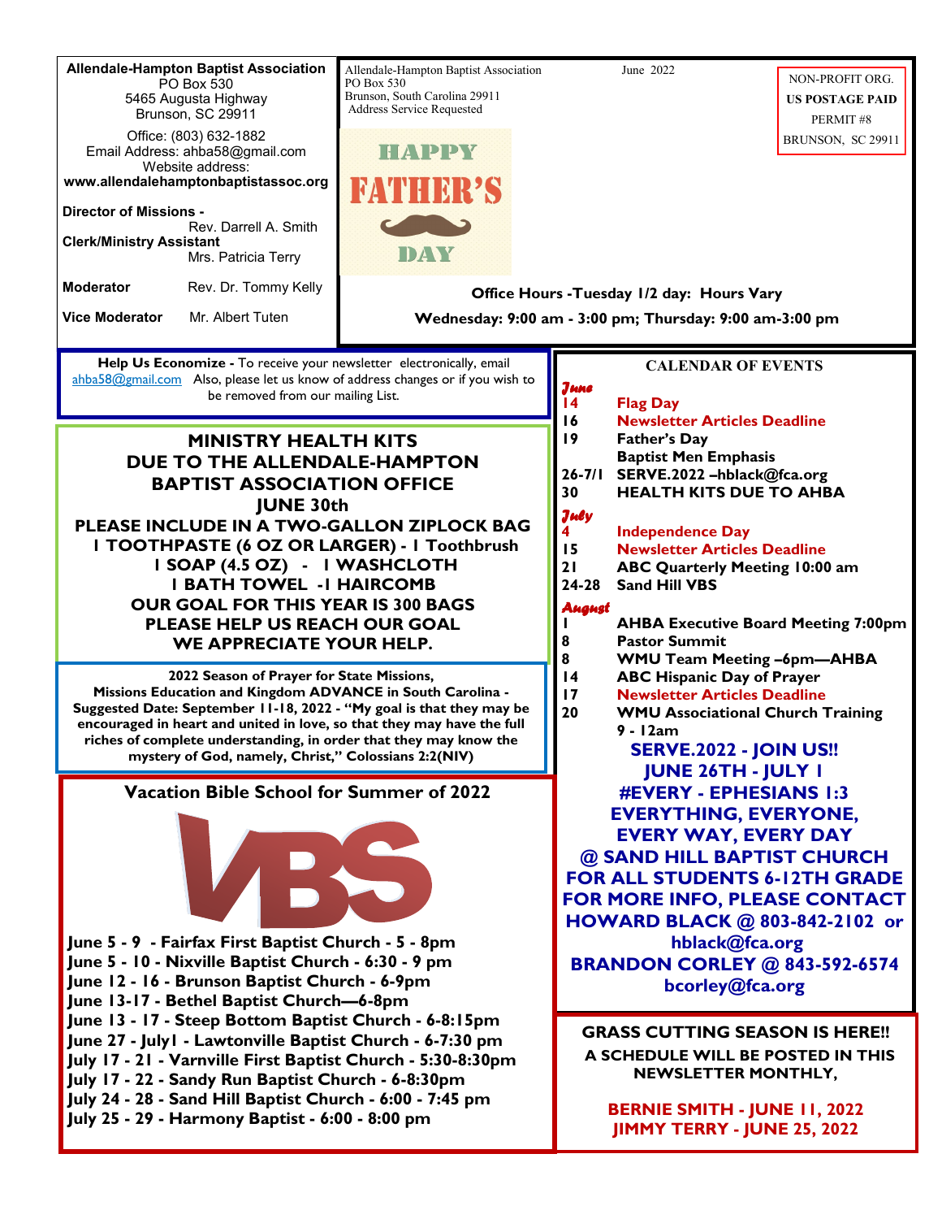**Allendale-Hampton Baptist Association**
PO Box 530
5465 Augusta Highway
Brunson, SC 29911

Office: (803) 632-1882
Email Address: ahba58@gmail.com
Website address:
**www.allendalehamptonbaptistassoc.org**

**Director of Missions -** Rev. Darrell A. Smith
**Clerk/Ministry Assistant** Mrs. Patricia Terry

**Moderator** Rev. Dr. Tommy Kelly

**Vice Moderator** Mr. Albert Tuten

Allendale-Hampton Baptist Association
PO Box 530
Brunson, South Carolina 29911
Address Service Requested

June 2022

NON-PROFIT ORG.
**US POSTAGE PAID**
PERMIT #8
BRUNSON, SC 29911

HAPPY FATHER'S DAY

**Office Hours -Tuesday 1/2 day: Hours Vary**
**Wednesday: 9:00 am - 3:00 pm; Thursday: 9:00 am-3:00 pm**

**Help Us Economize -** To receive your newsletter electronically, email ahba58@gmail.com Also, please let us know of address changes or if you wish to be removed from our mailing List.

## MINISTRY HEALTH KITS DUE TO THE ALLENDALE-HAMPTON BAPTIST ASSOCIATION OFFICE JUNE 30th

**PLEASE INCLUDE IN A TWO-GALLON ZIPLOCK BAG**
**1 TOOTHPASTE (6 OZ OR LARGER) - 1 Toothbrush**
**1 SOAP (4.5 OZ) - 1 WASHCLOTH**
**1 BATH TOWEL - 1 HAIRCOMB**
**OUR GOAL FOR THIS YEAR IS 300 BAGS**
**PLEASE HELP US REACH OUR GOAL**
**WE APPRECIATE YOUR HELP.**

**2022 Season of Prayer for State Missions, Missions Education and Kingdom ADVANCE in South Carolina - Suggested Date: September 11-18, 2022 - "My goal is that they may be encouraged in heart and united in love, so that they may have the full riches of complete understanding, in order that they may know the mystery of God, namely, Christ," Colossians 2:2(NIV)**

## Vacation Bible School for Summer of 2022

VBS

**June 5 - 9 - Fairfax First Baptist Church - 5 - 8pm**
**June 5 - 10 - Nixville Baptist Church - 6:30 - 9 pm**
**June 12 - 16 - Brunson Baptist Church - 6-9pm**
**June 13-17 - Bethel Baptist Church—6-8pm**
**June 13 - 17 - Steep Bottom Baptist Church - 6-8:15pm**
**June 27 - July1 - Lawtonville Baptist Church - 6-7:30 pm**
**July 17 - 21 - Varnville First Baptist Church - 5:30-8:30pm**
**July 17 - 22 - Sandy Run Baptist Church - 6-8:30pm**
**July 24 - 28 - Sand Hill Baptist Church - 6:00 - 7:45 pm**
**July 25 - 29 - Harmony Baptist - 6:00 - 8:00 pm**

## CALENDAR OF EVENTS

***June***

| | |
|---|---|
| 14 | Flag Day |
| 16 | Newsletter Articles Deadline |
| 19 | Father's Day<br>Baptist Men Emphasis |
| 26-7/1 | SERVE.2022 –hblack@fca.org |
| 30 | HEALTH KITS DUE TO AHBA |

***July***

| | |
|---|---|
| 4 | Independence Day |
| 15 | Newsletter Articles Deadline |
| 21 | ABC Quarterly Meeting 10:00 am |
| 24-28 | Sand Hill VBS |

***August***

| | |
|---|---|
| 1 | AHBA Executive Board Meeting 7:00pm |
| 8 | Pastor Summit |
| 8 | WMU Team Meeting –6pm—AHBA |
| 14 | ABC Hispanic Day of Prayer |
| 17 | Newsletter Articles Deadline |
| 20 | WMU Associational Church Training 9 - 12am |

**SERVE.2022 - JOIN US!!**
**JUNE 26TH - JULY 1**
**#EVERY - EPHESIANS 1:3**
**EVERYTHING, EVERYONE, EVERY WAY, EVERY DAY**
**@ SAND HILL BAPTIST CHURCH**
**FOR ALL STUDENTS 6-12TH GRADE**
**FOR MORE INFO, PLEASE CONTACT**
**HOWARD BLACK @ 803-842-2102 or hblack@fca.org**
**BRANDON CORLEY @ 843-592-6574 bcorley@fca.org**

**GRASS CUTTING SEASON IS HERE!!**

**A SCHEDULE WILL BE POSTED IN THIS NEWSLETTER MONTHLY,**

**BERNIE SMITH - JUNE 11, 2022**
**JIMMY TERRY - JUNE 25, 2022**